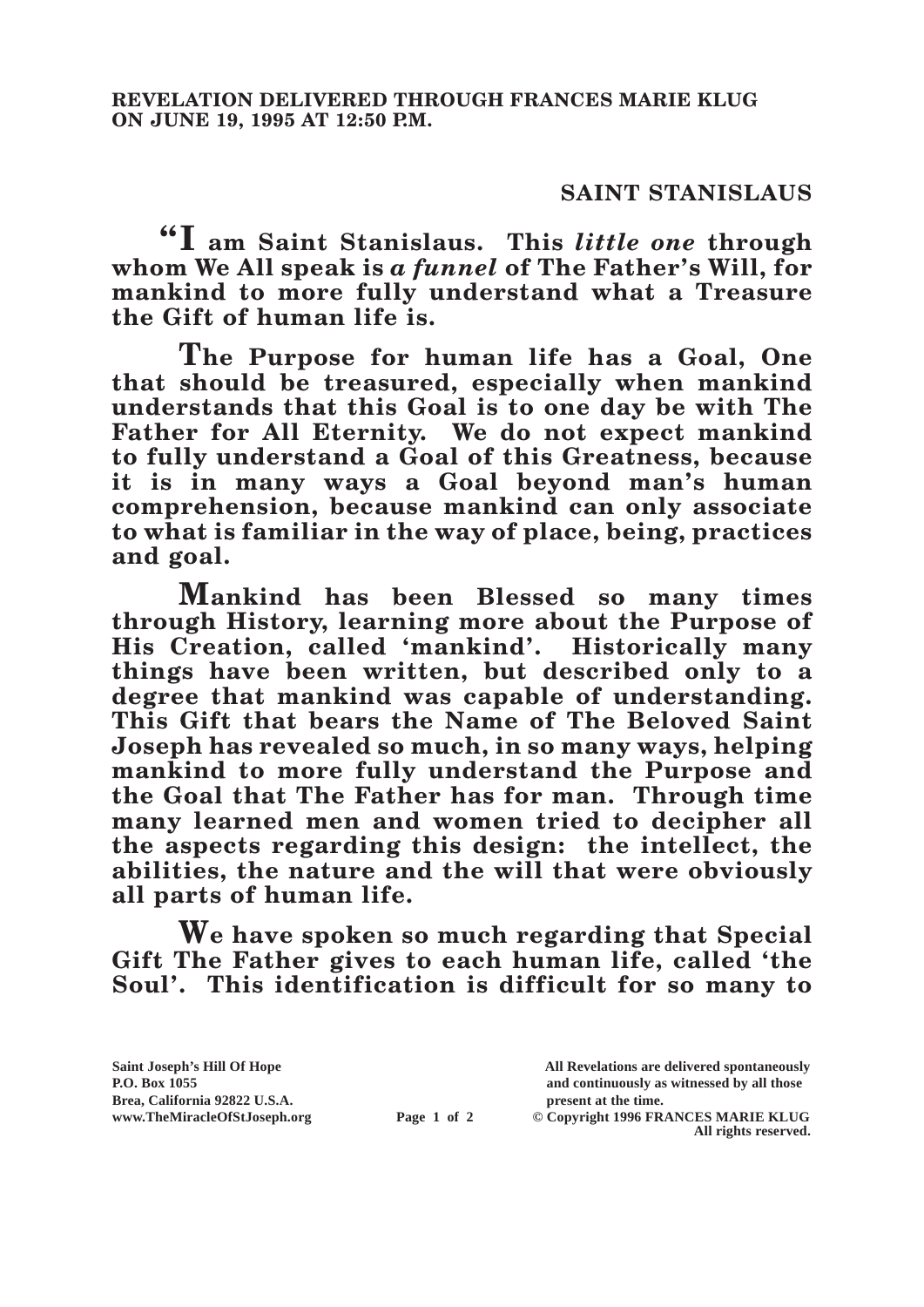**REVELATION DELIVERED THROUGH FRANCES MARIE KLUG ON JUNE 19, 1995 AT 12:50 P.M.**

## SAINT STANISLAUS

**"I am Saint Stanislaus. This *little one* through whom We All speak is *a funnel* of The Father's Will, for mankind to more fully understand what a Treasure the Gift of human life is.**

**The Purpose for human life has a Goal, One that should be treasured, especially when mankind understands that this Goal is to one day be with The Father for All Eternity. We do not expect mankind to fully understand a Goal of this Greatness, because it is in many ways a Goal beyond man's human comprehension, because mankind can only associate to what is familiar in the way of place, being, practices and goal.**

**Mankind has been Blessed so many times through History, learning more about the Purpose of His Creation, called 'mankind'. Historically many things have been written, but described only to a degree that mankind was capable of understanding. This Gift that bears the Name of The Beloved Saint Joseph has revealed so much, in so many ways, helping mankind to more fully understand the Purpose and the Goal that The Father has for man. Through time many learned men and women tried to decipher all the aspects regarding this design: the intellect, the abilities, the nature and the will that were obviously all parts of human life.**

**We have spoken so much regarding that Special Gift The Father gives to each human life, called 'the Soul'. This identification is difficult for so many to**

Saint Joseph's Hill Of Hope
P.O. Box 1055
Brea, California 92822 U.S.A.
www.TheMiracleOfStJoseph.org

All Revelations are delivered spontaneously and continuously as witnessed by all those present at the time.
© Copyright 1996 FRANCES MARIE KLUG
All rights reserved.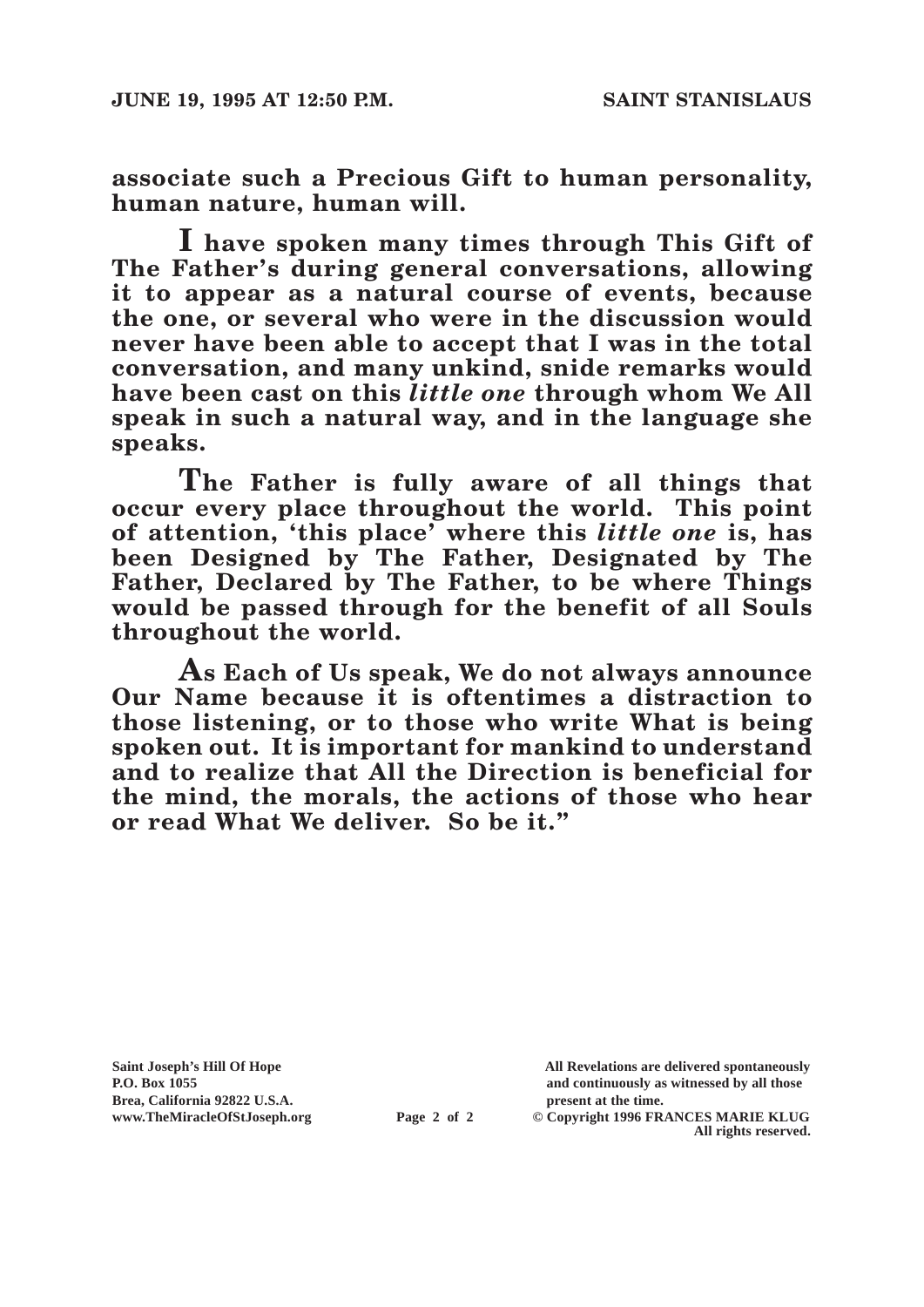**associate such a Precious Gift to human personality, human nature, human will.**

**I have spoken many times through This Gift of The Father's during general conversations, allowing it to appear as a natural course of events, because the one, or several who were in the discussion would never have been able to accept that I was in the total conversation, and many unkind, snide remarks would have been cast on this *little one* through whom We All speak in such a natural way, and in the language she speaks.**

**The Father is fully aware of all things that occur every place throughout the world. This point of attention, 'this place' where this *little one* is, has been Designed by The Father, Designated by The Father, Declared by The Father, to be where Things would be passed through for the benefit of all Souls throughout the world.**

**As Each of Us speak, We do not always announce Our Name because it is oftentimes a distraction to those listening, or to those who write What is being spoken out. It is important for mankind to understand and to realize that All the Direction is beneficial for the mind, the morals, the actions of those who hear or read What We deliver. So be it."**

**Saint Joseph's Hill Of Hope**
**P.O. Box 1055**
**Brea, California 92822 U.S.A.**
**www.TheMiracleOfStJoseph.org**

**All Revelations are delivered spontaneously and continuously as witnessed by all those present at the time.**
**© Copyright 1996 FRANCES MARIE KLUG**
**All rights reserved.**